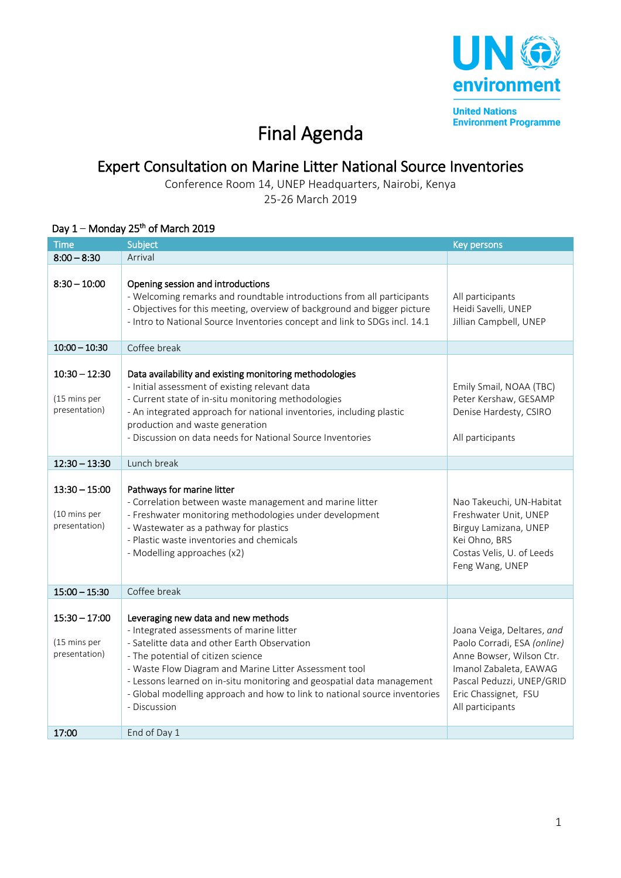United Nations
Environment Programme

# Final Agenda

## Expert Consultation on Marine Litter National Source Inventories

Conference Room 14, UNEP Headquarters, Nairobi, Kenya
25-26 March 2019

### Day 1 – Monday 25th of March 2019

| Time | Subject | Key persons |
|---|---|---|
| 8:00 – 8:30 | Arrival | |
| 8:30 – 10:00 | **Opening session and introductions**<br>- Welcoming remarks and roundtable introductions from all participants<br>- Objectives for this meeting, overview of background and bigger picture<br>- Intro to National Source Inventories concept and link to SDGs incl. 14.1 | All participants<br>Heidi Savelli, UNEP<br>Jillian Campbell, UNEP |
| 10:00 – 10:30 | Coffee break | |
| 10:30 – 12:30<br><br>(15 mins per presentation) | **Data availability and existing monitoring methodologies**<br>- Initial assessment of existing relevant data<br>- Current state of in-situ monitoring methodologies<br>- An integrated approach for national inventories, including plastic production and waste generation<br>- Discussion on data needs for National Source Inventories | Emily Smail, NOAA (TBC)<br>Peter Kershaw, GESAMP<br>Denise Hardesty, CSIRO<br><br>All participants |
| 12:30 – 13:30 | Lunch break | |
| 13:30 – 15:00<br><br>(10 mins per presentation) | **Pathways for marine litter**<br>- Correlation between waste management and marine litter<br>- Freshwater monitoring methodologies under development<br>- Wastewater as a pathway for plastics<br>- Plastic waste inventories and chemicals<br>- Modelling approaches (x2) | Nao Takeuchi, UN-Habitat<br>Freshwater Unit, UNEP<br>Birguy Lamizana, UNEP<br>Kei Ohno, BRS<br>Costas Velis, U. of Leeds<br>Feng Wang, UNEP |
| 15:00 – 15:30 | Coffee break | |
| 15:30 – 17:00<br><br>(15 mins per presentation) | **Leveraging new data and new methods**<br>- Integrated assessments of marine litter<br>- Satellite data and other Earth Observation<br>- The potential of citizen science<br>- Waste Flow Diagram and Marine Litter Assessment tool<br>- Lessons learned on in-situ monitoring and geospatial data management<br>- Global modelling approach and how to link to national source inventories<br>- Discussion | Joana Veiga, Deltares, *and*<br>Paolo Corradi, ESA *(online)*<br>Anne Bowser, Wilson Ctr.<br>Imanol Zabaleta, EAWAG<br>Pascal Peduzzi, UNEP/GRID<br>Eric Chassignet, FSU<br>All participants |
| 17:00 | End of Day 1 | |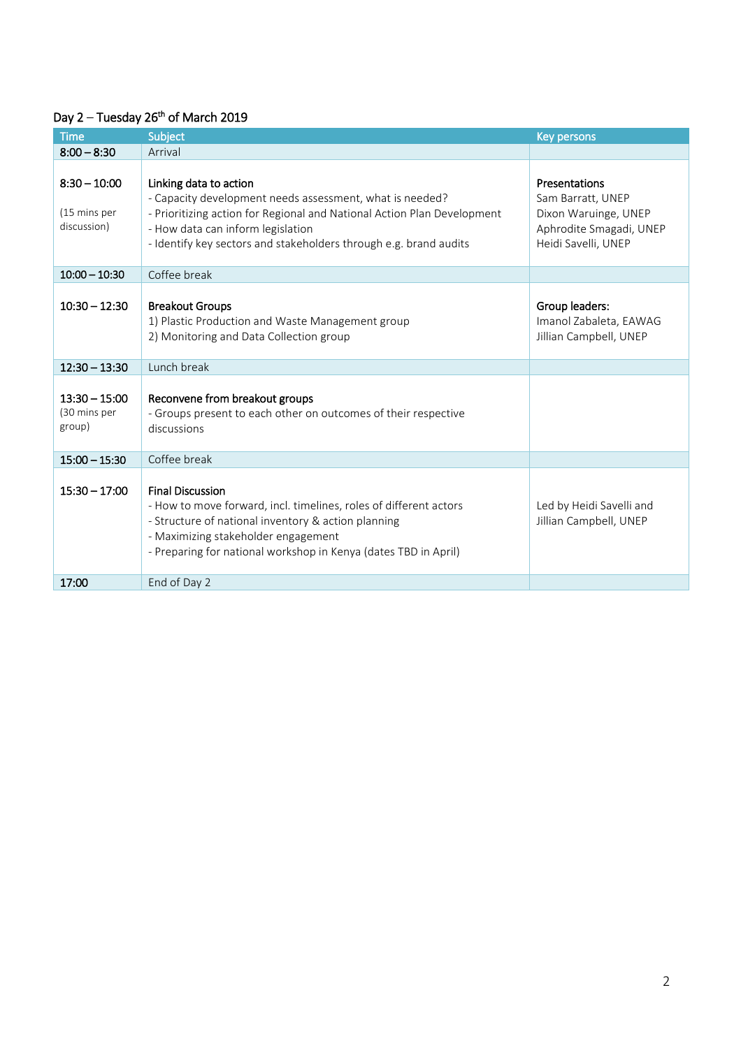## Day 2 – Tuesday 26th of March 2019

| Time | Subject | Key persons |
|---|---|---|
| 8:00 – 8:30 | Arrival | |
| 8:30 – 10:00<br><br>(15 mins per discussion) | **Linking data to action**<br>- Capacity development needs assessment, what is needed?<br>- Prioritizing action for Regional and National Action Plan Development<br>- How data can inform legislation<br>- Identify key sectors and stakeholders through e.g. brand audits | **Presentations**<br>Sam Barratt, UNEP<br>Dixon Waruinge, UNEP<br>Aphrodite Smagadi, UNEP<br>Heidi Savelli, UNEP |
| 10:00 – 10:30 | Coffee break | |
| 10:30 – 12:30 | **Breakout Groups**<br>1) Plastic Production and Waste Management group<br>2) Monitoring and Data Collection group | **Group leaders:**<br>Imanol Zabaleta, EAWAG<br>Jillian Campbell, UNEP |
| 12:30 – 13:30 | Lunch break | |
| 13:30 – 15:00<br>(30 mins per group) | **Reconvene from breakout groups**<br>- Groups present to each other on outcomes of their respective discussions | |
| 15:00 – 15:30 | Coffee break | |
| 15:30 – 17:00 | **Final Discussion**<br>- How to move forward, incl. timelines, roles of different actors<br>- Structure of national inventory & action planning<br>- Maximizing stakeholder engagement<br>- Preparing for national workshop in Kenya (dates TBD in April) | Led by Heidi Savelli and Jillian Campbell, UNEP |
| 17:00 | End of Day 2 | |